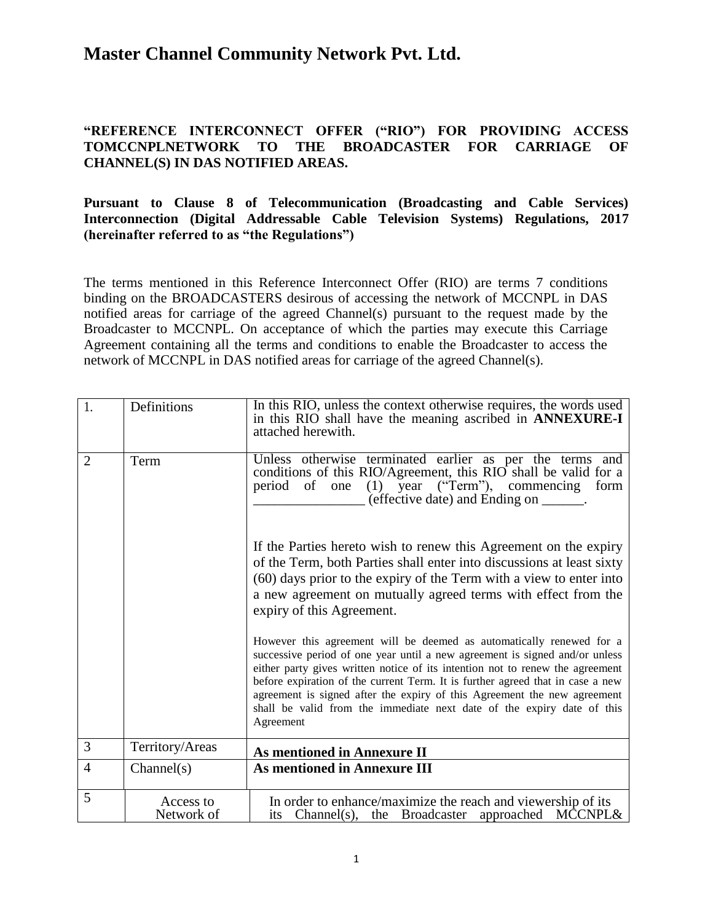# Master Channel Community Network Pvt. Ltd.

**"REFERENCE INTERCONNECT OFFER ("RIO") FOR PROVIDING ACCESS TOMCCNPLNETWORK TO THE BROADCASTER FOR CARRIAGE OF CHANNEL(S) IN DAS NOTIFIED AREAS.**

**Pursuant to Clause 8 of Telecommunication (Broadcasting and Cable Services) Interconnection (Digital Addressable Cable Television Systems) Regulations, 2017 (hereinafter referred to as "the Regulations")**

The terms mentioned in this Reference Interconnect Offer (RIO) are terms 7 conditions binding on the BROADCASTERS desirous of accessing the network of MCCNPL in DAS notified areas for carriage of the agreed Channel(s) pursuant to the request made by the Broadcaster to MCCNPL. On acceptance of which the parties may execute this Carriage Agreement containing all the terms and conditions to enable the Broadcaster to access the network of MCCNPL in DAS notified areas for carriage of the agreed Channel(s).

| | | |
|---|---|---|
| 1. | Definitions | In this RIO, unless the context otherwise requires, the words used in this RIO shall have the meaning ascribed in **ANNEXURE-I** attached herewith. |
| 2 | Term | Unless otherwise terminated earlier as per the terms and conditions of this RIO/Agreement, this RIO shall be valid for a period of one (1) year ("Term"), commencing form ________________ (effective date) and Ending on ______.<br><br>If the Parties hereto wish to renew this Agreement on the expiry of the Term, both Parties shall enter into discussions at least sixty (60) days prior to the expiry of the Term with a view to enter into a new agreement on mutually agreed terms with effect from the expiry of this Agreement.<br><br>However this agreement will be deemed as automatically renewed for a successive period of one year until a new agreement is signed and/or unless either party gives written notice of its intention not to renew the agreement before expiration of the current Term. It is further agreed that in case a new agreement is signed after the expiry of this Agreement the new agreement shall be valid from the immediate next date of the expiry date of this Agreement |
| 3 | Territory/Areas | **As mentioned in Annexure II** |
| 4 | Channel(s) | **As mentioned in Annexure III** |
| 5 | Access to Network of | In order to enhance/maximize the reach and viewership of its its Channel(s), the Broadcaster approached MCCNPL& |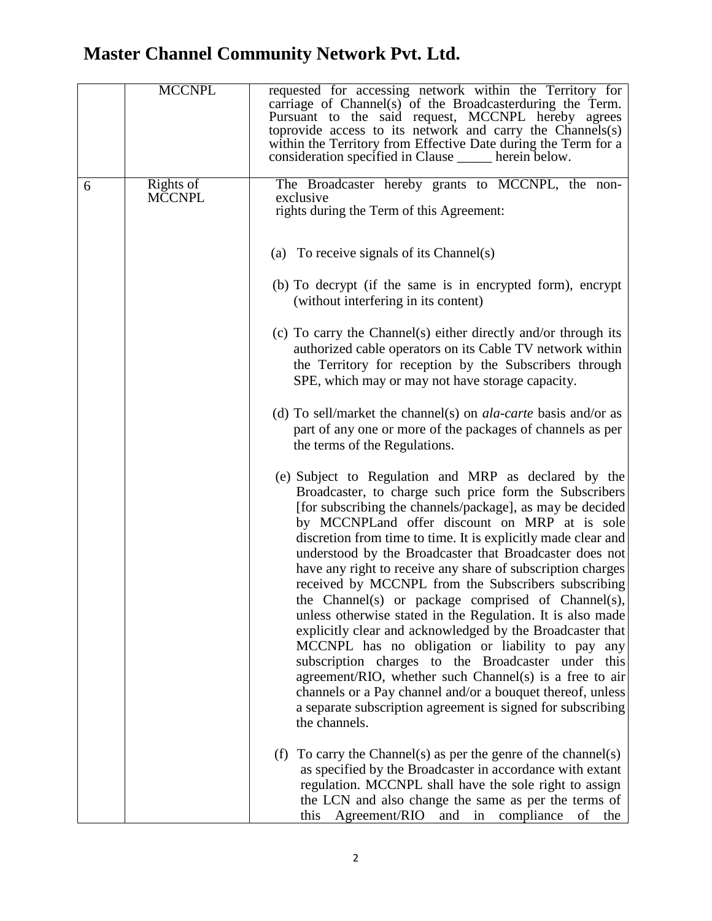# Master Channel Community Network Pvt. Ltd.

| | | |
|---|---|---|
| | MCCNPL | requested for accessing network within the Territory for carriage of Channel(s) of the Broadcasterduring the Term. Pursuant to the said request, MCCNPL hereby agrees toprovide access to its network and carry the Channels(s) within the Territory from Effective Date during the Term for a consideration specified in Clause _____ herein below. |
| 6 | Rights of MCCNPL | The Broadcaster hereby grants to MCCNPL, the non-exclusive rights during the Term of this Agreement:<br><br>(a) To receive signals of its Channel(s)<br><br>(b) To decrypt (if the same is in encrypted form), encrypt (without interfering in its content)<br><br>(c) To carry the Channel(s) either directly and/or through its authorized cable operators on its Cable TV network within the Territory for reception by the Subscribers through SPE, which may or may not have storage capacity.<br><br>(d) To sell/market the channel(s) on *ala-carte* basis and/or as part of any one or more of the packages of channels as per the terms of the Regulations.<br><br>(e) Subject to Regulation and MRP as declared by the Broadcaster, to charge such price form the Subscribers [for subscribing the channels/package], as may be decided by MCCNPLand offer discount on MRP at is sole discretion from time to time. It is explicitly made clear and understood by the Broadcaster that Broadcaster does not have any right to receive any share of subscription charges received by MCCNPL from the Subscribers subscribing the Channel(s) or package comprised of Channel(s), unless otherwise stated in the Regulation. It is also made explicitly clear and acknowledged by the Broadcaster that MCCNPL has no obligation or liability to pay any subscription charges to the Broadcaster under this agreement/RIO, whether such Channel(s) is a free to air channels or a Pay channel and/or a bouquet thereof, unless a separate subscription agreement is signed for subscribing the channels.<br><br>(f) To carry the Channel(s) as per the genre of the channel(s) as specified by the Broadcaster in accordance with extant regulation. MCCNPL shall have the sole right to assign the LCN and also change the same as per the terms of this Agreement/RIO and in compliance of the |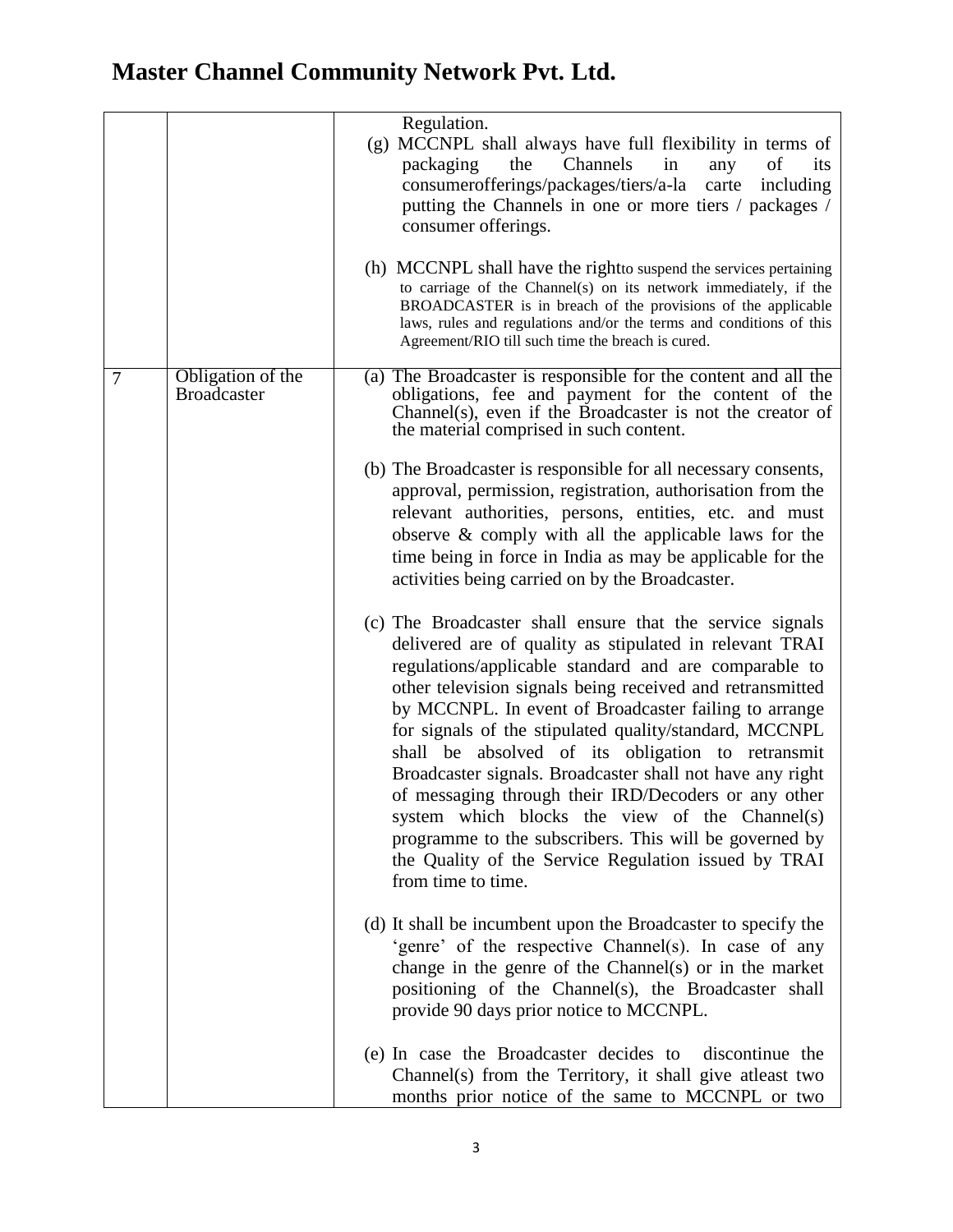# Master Channel Community Network Pvt. Ltd.

| | | |
|---|---|---|
| | | Regulation.<br>(g) MCCNPL shall always have full flexibility in terms of packaging the Channels in any of its consumerofferings/packages/tiers/a-la carte including putting the Channels in one or more tiers / packages / consumer offerings.<br><br>(h) MCCNPL shall have the rightto suspend the services pertaining to carriage of the Channel(s) on its network immediately, if the BROADCASTER is in breach of the provisions of the applicable laws, rules and regulations and/or the terms and conditions of this Agreement/RIO till such time the breach is cured. |
| 7 | Obligation of the Broadcaster | (a) The Broadcaster is responsible for the content and all the obligations, fee and payment for the content of the Channel(s), even if the Broadcaster is not the creator of the material comprised in such content.<br><br>(b) The Broadcaster is responsible for all necessary consents, approval, permission, registration, authorisation from the relevant authorities, persons, entities, etc. and must observe & comply with all the applicable laws for the time being in force in India as may be applicable for the activities being carried on by the Broadcaster.<br><br>(c) The Broadcaster shall ensure that the service signals delivered are of quality as stipulated in relevant TRAI regulations/applicable standard and are comparable to other television signals being received and retransmitted by MCCNPL. In event of Broadcaster failing to arrange for signals of the stipulated quality/standard, MCCNPL shall be absolved of its obligation to retransmit Broadcaster signals. Broadcaster shall not have any right of messaging through their IRD/Decoders or any other system which blocks the view of the Channel(s) programme to the subscribers. This will be governed by the Quality of the Service Regulation issued by TRAI from time to time.<br><br>(d) It shall be incumbent upon the Broadcaster to specify the 'genre' of the respective Channel(s). In case of any change in the genre of the Channel(s) or in the market positioning of the Channel(s), the Broadcaster shall provide 90 days prior notice to MCCNPL.<br><br>(e) In case the Broadcaster decides to discontinue the Channel(s) from the Territory, it shall give atleast two months prior notice of the same to MCCNPL or two |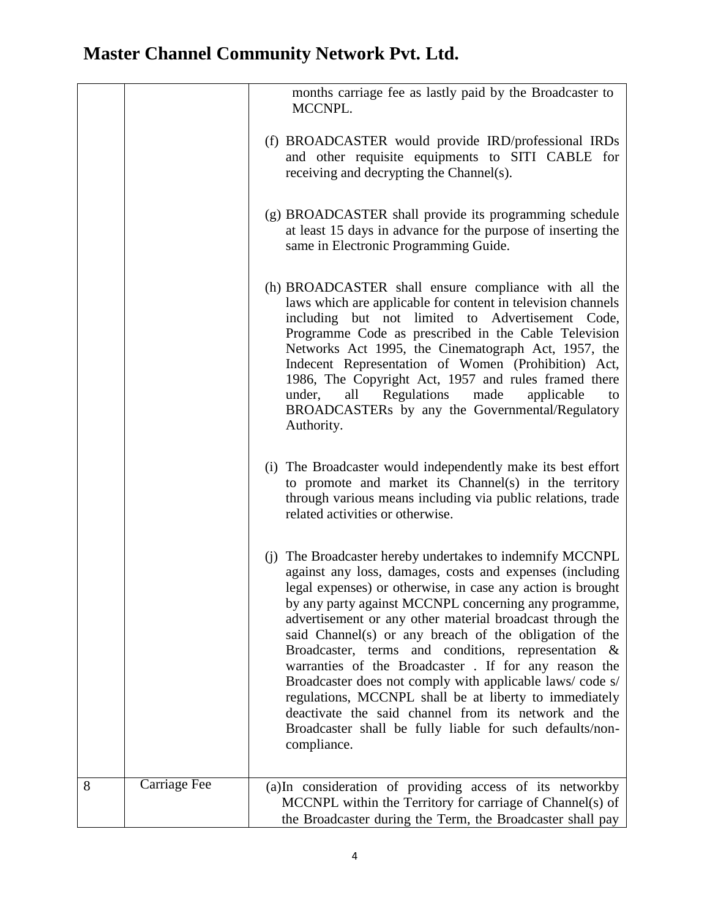| | | |
|---|---|---|
| | | months carriage fee as lastly paid by the Broadcaster to MCCNPL.<br><br>(f) BROADCASTER would provide IRD/professional IRDs and other requisite equipments to SITI CABLE for receiving and decrypting the Channel(s).<br><br>(g) BROADCASTER shall provide its programming schedule at least 15 days in advance for the purpose of inserting the same in Electronic Programming Guide.<br><br>(h) BROADCASTER shall ensure compliance with all the laws which are applicable for content in television channels including but not limited to Advertisement Code, Programme Code as prescribed in the Cable Television Networks Act 1995, the Cinematograph Act, 1957, the Indecent Representation of Women (Prohibition) Act, 1986, The Copyright Act, 1957 and rules framed there under, all Regulations made applicable to BROADCASTERs by any the Governmental/Regulatory Authority.<br><br>(i) The Broadcaster would independently make its best effort to promote and market its Channel(s) in the territory through various means including via public relations, trade related activities or otherwise.<br><br>(j) The Broadcaster hereby undertakes to indemnify MCCNPL against any loss, damages, costs and expenses (including legal expenses) or otherwise, in case any action is brought by any party against MCCNPL concerning any programme, advertisement or any other material broadcast through the said Channel(s) or any breach of the obligation of the Broadcaster, terms and conditions, representation & warranties of the Broadcaster . If for any reason the Broadcaster does not comply with applicable laws/ code s/ regulations, MCCNPL shall be at liberty to immediately deactivate the said channel from its network and the Broadcaster shall be fully liable for such defaults/non-compliance. |
| 8 | Carriage Fee | (a)In consideration of providing access of its networkby MCCNPL within the Territory for carriage of Channel(s) of the Broadcaster during the Term, the Broadcaster shall pay |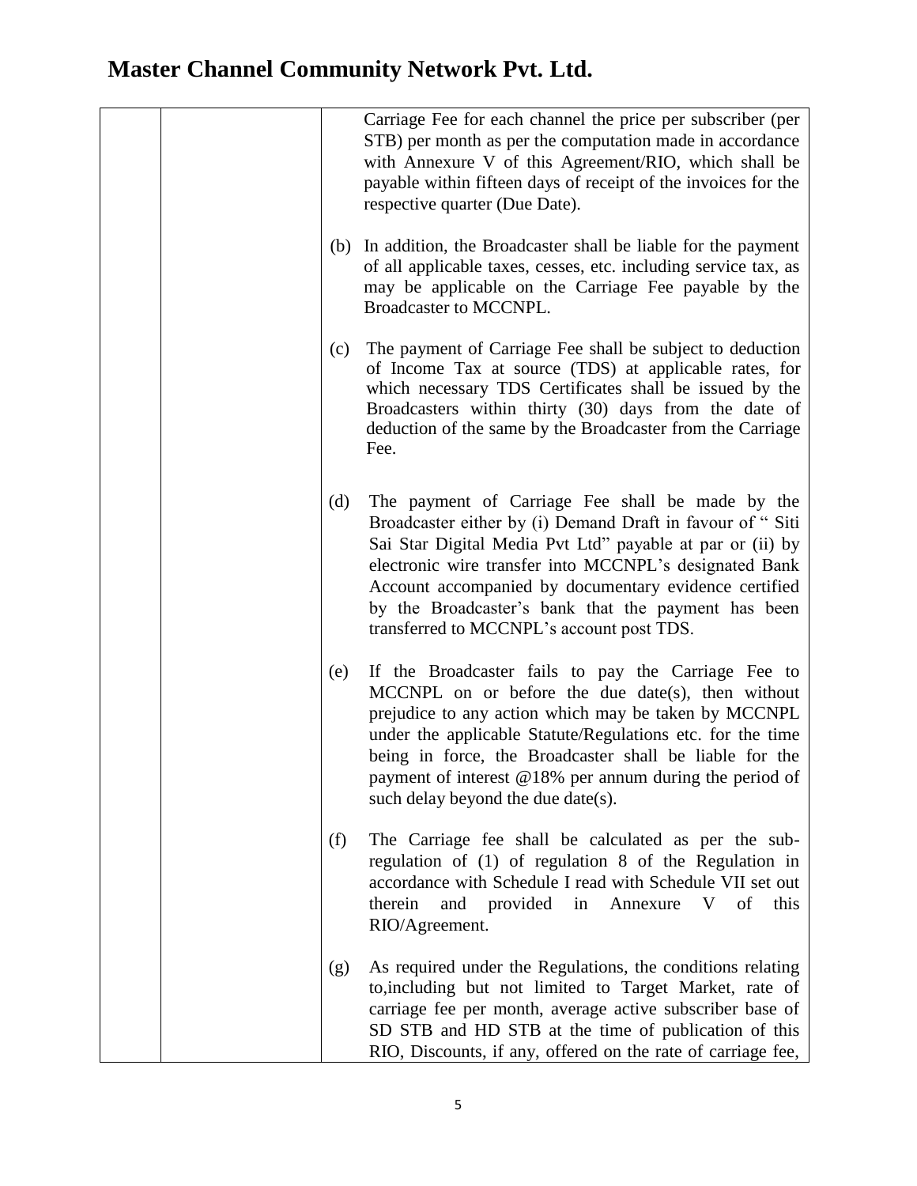| | | Carriage Fee for each channel the price per subscriber (per STB) per month as per the computation made in accordance with Annexure V of this Agreement/RIO, which shall be payable within fifteen days of receipt of the invoices for the respective quarter (Due Date).<br><br>(b) In addition, the Broadcaster shall be liable for the payment of all applicable taxes, cesses, etc. including service tax, as may be applicable on the Carriage Fee payable by the Broadcaster to MCCNPL.<br><br>(c) The payment of Carriage Fee shall be subject to deduction of Income Tax at source (TDS) at applicable rates, for which necessary TDS Certificates shall be issued by the Broadcasters within thirty (30) days from the date of deduction of the same by the Broadcaster from the Carriage Fee.<br><br>(d) The payment of Carriage Fee shall be made by the Broadcaster either by (i) Demand Draft in favour of " Siti Sai Star Digital Media Pvt Ltd" payable at par or (ii) by electronic wire transfer into MCCNPL's designated Bank Account accompanied by documentary evidence certified by the Broadcaster's bank that the payment has been transferred to MCCNPL's account post TDS.<br><br>(e) If the Broadcaster fails to pay the Carriage Fee to MCCNPL on or before the due date(s), then without prejudice to any action which may be taken by MCCNPL under the applicable Statute/Regulations etc. for the time being in force, the Broadcaster shall be liable for the payment of interest @18% per annum during the period of such delay beyond the due date(s).<br><br>(f) The Carriage fee shall be calculated as per the sub-regulation of (1) of regulation 8 of the Regulation in accordance with Schedule I read with Schedule VII set out therein and provided in Annexure V of this RIO/Agreement.<br><br>(g) As required under the Regulations, the conditions relating to,including but not limited to Target Market, rate of carriage fee per month, average active subscriber base of SD STB and HD STB at the time of publication of this RIO, Discounts, if any, offered on the rate of carriage fee, |
|---|---|---|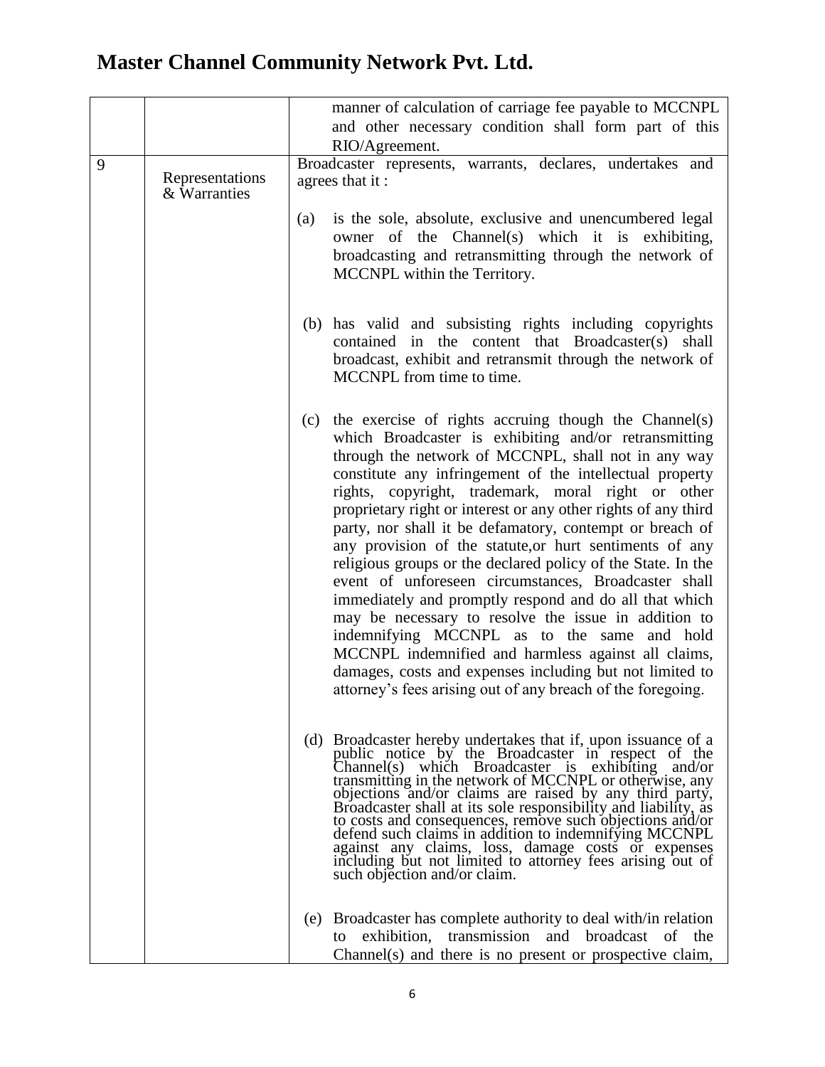# Master Channel Community Network Pvt. Ltd.

| | | |
|---|---|---|
| | | manner of calculation of carriage fee payable to MCCNPL and other necessary condition shall form part of this RIO/Agreement. |
| 9 | Representations & Warranties | Broadcaster represents, warrants, declares, undertakes and agrees that it :<br><br>(a) is the sole, absolute, exclusive and unencumbered legal owner of the Channel(s) which it is exhibiting, broadcasting and retransmitting through the network of MCCNPL within the Territory.<br><br>(b) has valid and subsisting rights including copyrights contained in the content that Broadcaster(s) shall broadcast, exhibit and retransmit through the network of MCCNPL from time to time.<br><br>(c) the exercise of rights accruing though the Channel(s) which Broadcaster is exhibiting and/or retransmitting through the network of MCCNPL, shall not in any way constitute any infringement of the intellectual property rights, copyright, trademark, moral right or other proprietary right or interest or any other rights of any third party, nor shall it be defamatory, contempt or breach of any provision of the statute,or hurt sentiments of any religious groups or the declared policy of the State. In the event of unforeseen circumstances, Broadcaster shall immediately and promptly respond and do all that which may be necessary to resolve the issue in addition to indemnifying MCCNPL as to the same and hold MCCNPL indemnified and harmless against all claims, damages, costs and expenses including but not limited to attorney's fees arising out of any breach of the foregoing.<br><br>(d) Broadcaster hereby undertakes that if, upon issuance of a public notice by the Broadcaster in respect of the Channel(s) which Broadcaster is exhibiting and/or transmitting in the network of MCCNPL or otherwise, any objections and/or claims are raised by any third party, Broadcaster shall at its sole responsibility and liability, as to costs and consequences, remove such objections and/or defend such claims in addition to indemnifying MCCNPL against any claims, loss, damage costs or expenses including but not limited to attorney fees arising out of such objection and/or claim.<br><br>(e) Broadcaster has complete authority to deal with/in relation to exhibition, transmission and broadcast of the Channel(s) and there is no present or prospective claim, |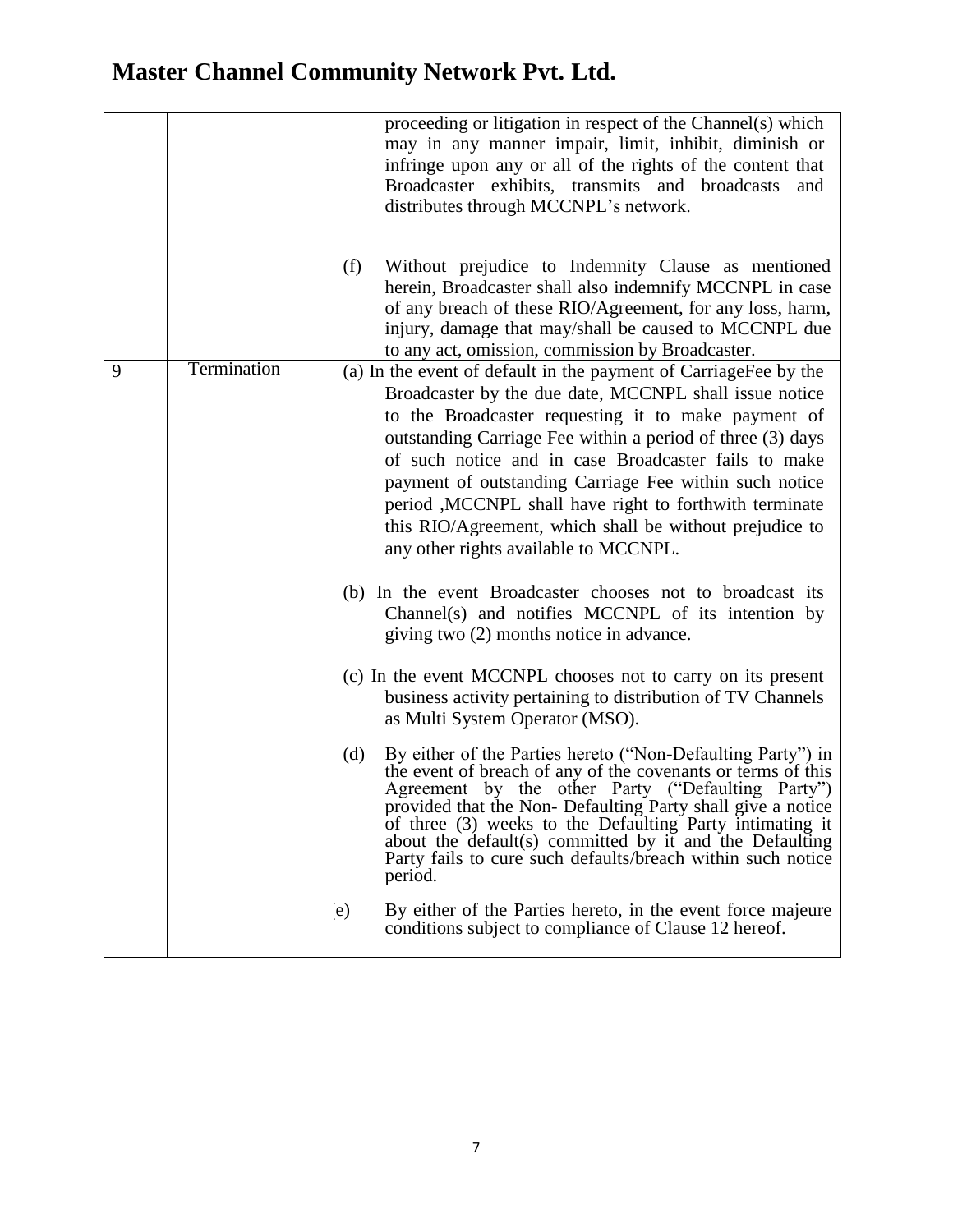# Master Channel Community Network Pvt. Ltd.

| | | |
|---|---|---|
| | | proceeding or litigation in respect of the Channel(s) which may in any manner impair, limit, inhibit, diminish or infringe upon any or all of the rights of the content that Broadcaster exhibits, transmits and broadcasts and distributes through MCCNPL's network.<br><br>(f) Without prejudice to Indemnity Clause as mentioned herein, Broadcaster shall also indemnify MCCNPL in case of any breach of these RIO/Agreement, for any loss, harm, injury, damage that may/shall be caused to MCCNPL due to any act, omission, commission by Broadcaster. |
| 9 | Termination | (a) In the event of default in the payment of CarriageFee by the Broadcaster by the due date, MCCNPL shall issue notice to the Broadcaster requesting it to make payment of outstanding Carriage Fee within a period of three (3) days of such notice and in case Broadcaster fails to make payment of outstanding Carriage Fee within such notice period ,MCCNPL shall have right to forthwith terminate this RIO/Agreement, which shall be without prejudice to any other rights available to MCCNPL.<br><br>(b) In the event Broadcaster chooses not to broadcast its Channel(s) and notifies MCCNPL of its intention by giving two (2) months notice in advance.<br><br>(c) In the event MCCNPL chooses not to carry on its present business activity pertaining to distribution of TV Channels as Multi System Operator (MSO).<br><br>(d) By either of the Parties hereto ("Non-Defaulting Party") in the event of breach of any of the covenants or terms of this Agreement by the other Party ("Defaulting Party") provided that the Non- Defaulting Party shall give a notice of three (3) weeks to the Defaulting Party intimating it about the default(s) committed by it and the Defaulting Party fails to cure such defaults/breach within such notice period.<br><br>e) By either of the Parties hereto, in the event force majeure conditions subject to compliance of Clause 12 hereof. |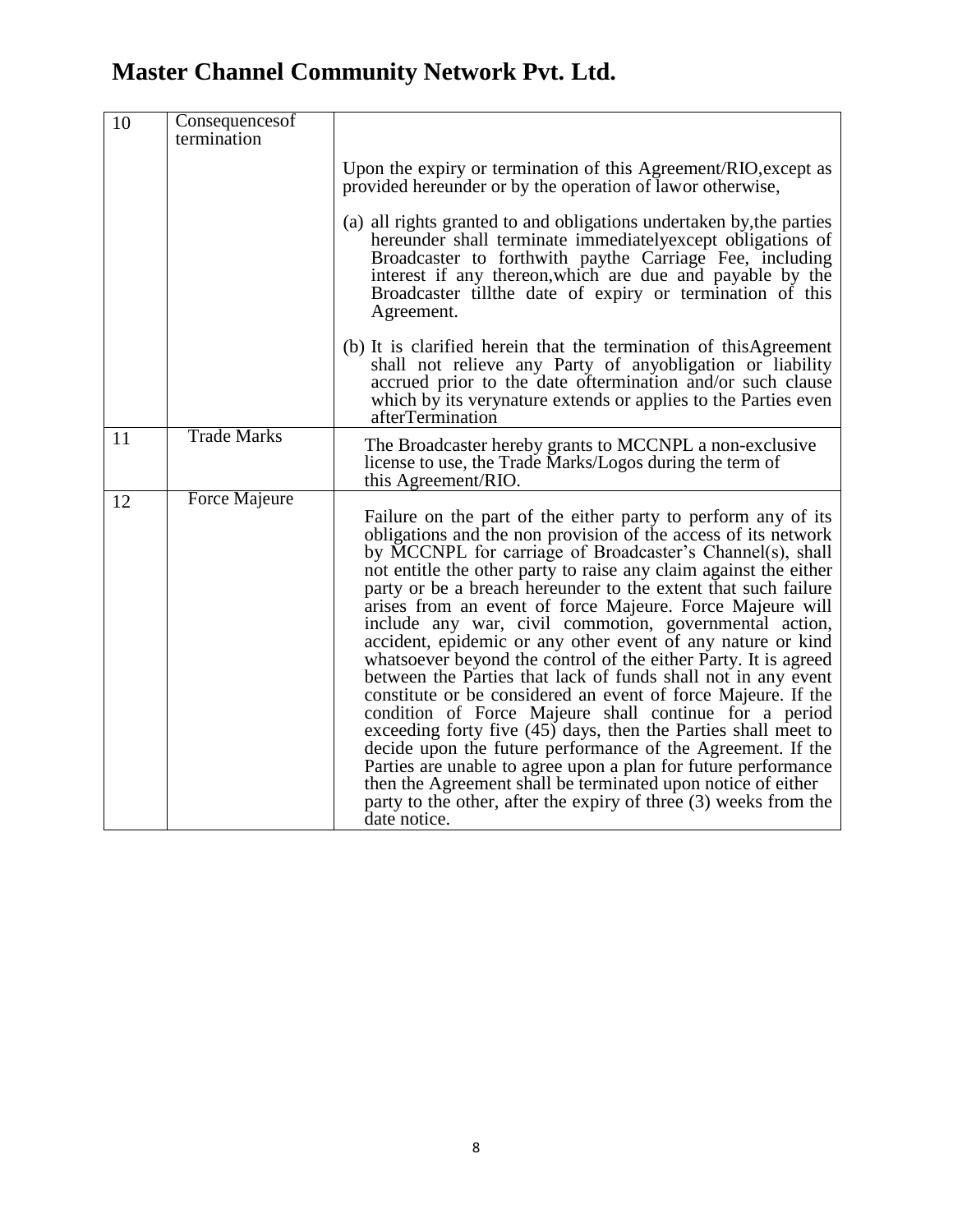# Master Channel Community Network Pvt. Ltd.

| | | |
|---|---|---|
| 10 | Consequencesof termination | Upon the expiry or termination of this Agreement/RIO,except as provided hereunder or by the operation of lawor otherwise,<br><br>(a) all rights granted to and obligations undertaken by,the parties hereunder shall terminate immediatelyexcept obligations of Broadcaster to forthwith paythe Carriage Fee, including interest if any thereon,which are due and payable by the Broadcaster tillthe date of expiry or termination of this Agreement.<br><br>(b) It is clarified herein that the termination of thisAgreement shall not relieve any Party of anyobligation or liability accrued prior to the date oftermination and/or such clause which by its verynature extends or applies to the Parties even afterTermination |
| 11 | Trade Marks | The Broadcaster hereby grants to MCCNPL a non-exclusive license to use, the Trade Marks/Logos during the term of this Agreement/RIO. |
| 12 | Force Majeure | Failure on the part of the either party to perform any of its obligations and the non provision of the access of its network by MCCNPL for carriage of Broadcaster's Channel(s), shall not entitle the other party to raise any claim against the either party or be a breach hereunder to the extent that such failure arises from an event of force Majeure. Force Majeure will include any war, civil commotion, governmental action, accident, epidemic or any other event of any nature or kind whatsoever beyond the control of the either Party. It is agreed between the Parties that lack of funds shall not in any event constitute or be considered an event of force Majeure. If the condition of Force Majeure shall continue for a period exceeding forty five (45) days, then the Parties shall meet to decide upon the future performance of the Agreement. If the Parties are unable to agree upon a plan for future performance then the Agreement shall be terminated upon notice of either party to the other, after the expiry of three (3) weeks from the date notice. |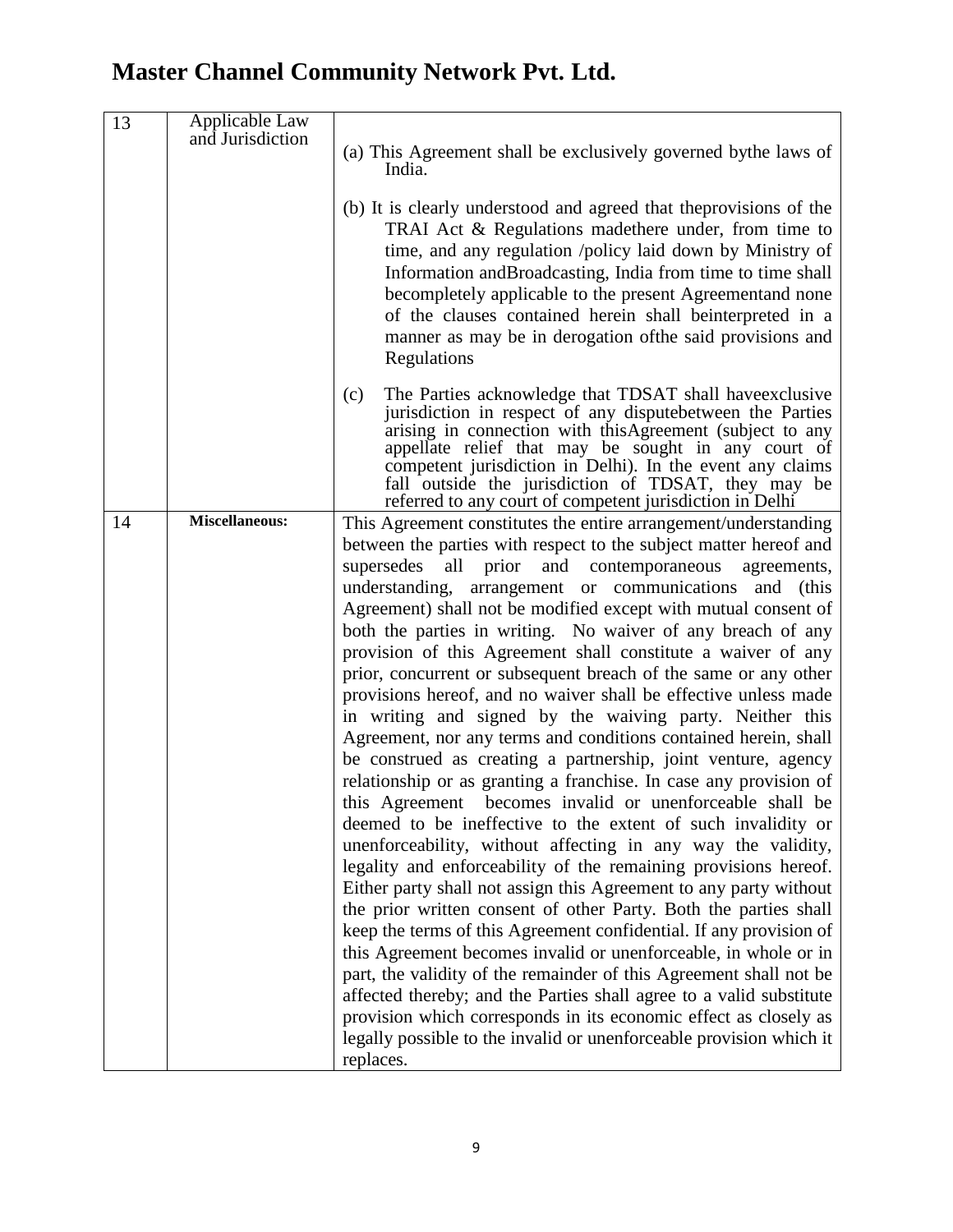# Master Channel Community Network Pvt. Ltd.

| 13 | Applicable Law and Jurisdiction | (a) This Agreement shall be exclusively governed bythe laws of India.<br><br>(b) It is clearly understood and agreed that theprovisions of the TRAI Act & Regulations madethere under, from time to time, and any regulation /policy laid down by Ministry of Information andBroadcasting, India from time to time shall becompletely applicable to the present Agreementand none of the clauses contained herein shall beinterpreted in a manner as may be in derogation ofthe said provisions and Regulations<br><br>(c) The Parties acknowledge that TDSAT shall haveexclusive jurisdiction in respect of any disputebetween the Parties arising in connection with thisAgreement (subject to any appellate relief that may be sought in any court of competent jurisdiction in Delhi). In the event any claims fall outside the jurisdiction of TDSAT, they may be referred to any court of competent jurisdiction in Delhi |
|---|---|---|
| 14 | **Miscellaneous:** | This Agreement constitutes the entire arrangement/understanding between the parties with respect to the subject matter hereof and supersedes all prior and contemporaneous agreements, understanding, arrangement or communications and (this Agreement) shall not be modified except with mutual consent of both the parties in writing. No waiver of any breach of any provision of this Agreement shall constitute a waiver of any prior, concurrent or subsequent breach of the same or any other provisions hereof, and no waiver shall be effective unless made in writing and signed by the waiving party. Neither this Agreement, nor any terms and conditions contained herein, shall be construed as creating a partnership, joint venture, agency relationship or as granting a franchise. In case any provision of this Agreement becomes invalid or unenforceable shall be deemed to be ineffective to the extent of such invalidity or unenforceability, without affecting in any way the validity, legality and enforceability of the remaining provisions hereof. Either party shall not assign this Agreement to any party without the prior written consent of other Party. Both the parties shall keep the terms of this Agreement confidential. If any provision of this Agreement becomes invalid or unenforceable, in whole or in part, the validity of the remainder of this Agreement shall not be affected thereby; and the Parties shall agree to a valid substitute provision which corresponds in its economic effect as closely as legally possible to the invalid or unenforceable provision which it replaces. |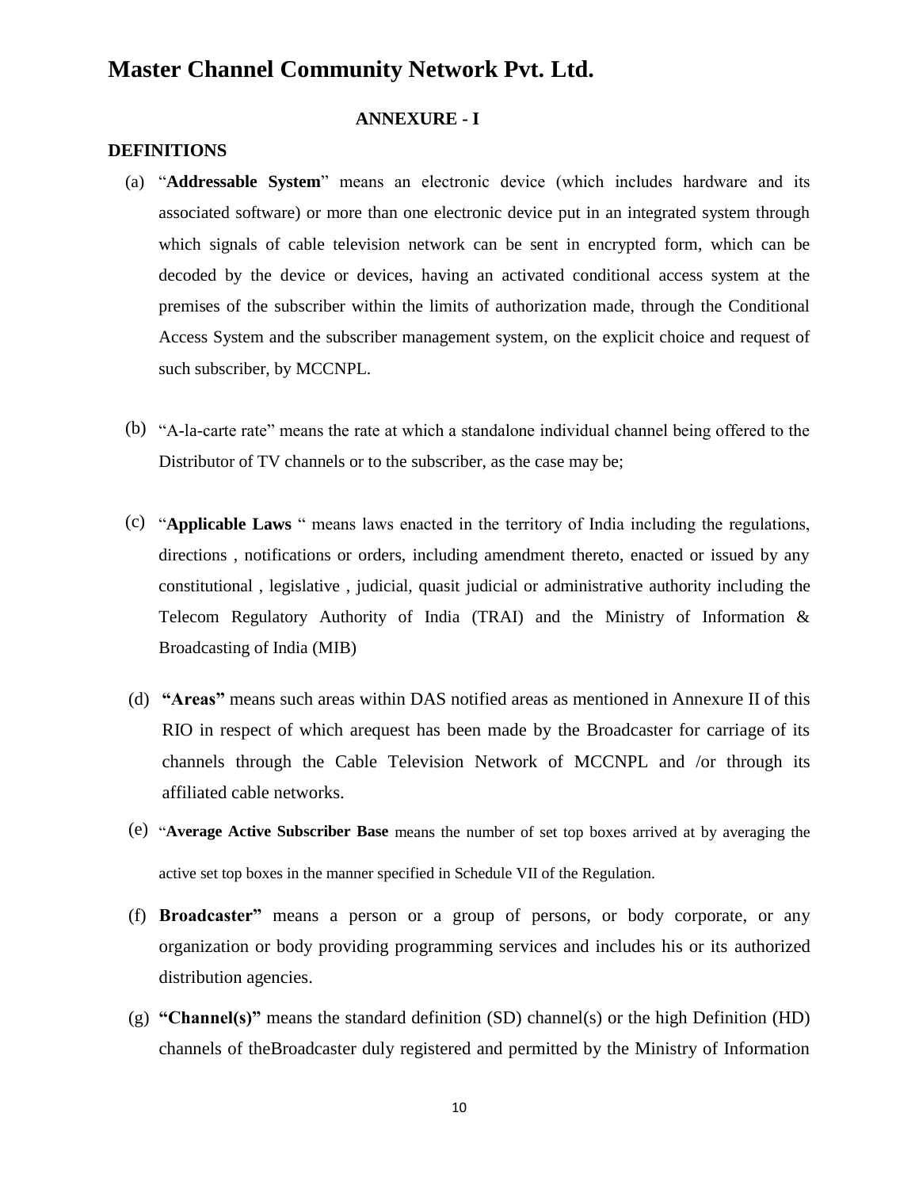# Master Channel Community Network Pvt. Ltd.

**ANNEXURE - I**

**DEFINITIONS**

(a) "**Addressable System**" means an electronic device (which includes hardware and its associated software) or more than one electronic device put in an integrated system through which signals of cable television network can be sent in encrypted form, which can be decoded by the device or devices, having an activated conditional access system at the premises of the subscriber within the limits of authorization made, through the Conditional Access System and the subscriber management system, on the explicit choice and request of such subscriber, by MCCNPL.

(b) "A-la-carte rate" means the rate at which a standalone individual channel being offered to the Distributor of TV channels or to the subscriber, as the case may be;

(c) "**Applicable Laws** " means laws enacted in the territory of India including the regulations, directions , notifications or orders, including amendment thereto, enacted or issued by any constitutional , legislative , judicial, quasit judicial or administrative authority including the Telecom Regulatory Authority of India (TRAI) and the Ministry of Information & Broadcasting of India (MIB)

(d) **"Areas"** means such areas within DAS notified areas as mentioned in Annexure II of this RIO in respect of which arequest has been made by the Broadcaster for carriage of its channels through the Cable Television Network of MCCNPL and /or through its affiliated cable networks.

(e) "**Average Active Subscriber Base** means the number of set top boxes arrived at by averaging the active set top boxes in the manner specified in Schedule VII of the Regulation.

(f) **Broadcaster"** means a person or a group of persons, or body corporate, or any organization or body providing programming services and includes his or its authorized distribution agencies.

(g) **"Channel(s)"** means the standard definition (SD) channel(s) or the high Definition (HD) channels of theBroadcaster duly registered and permitted by the Ministry of Information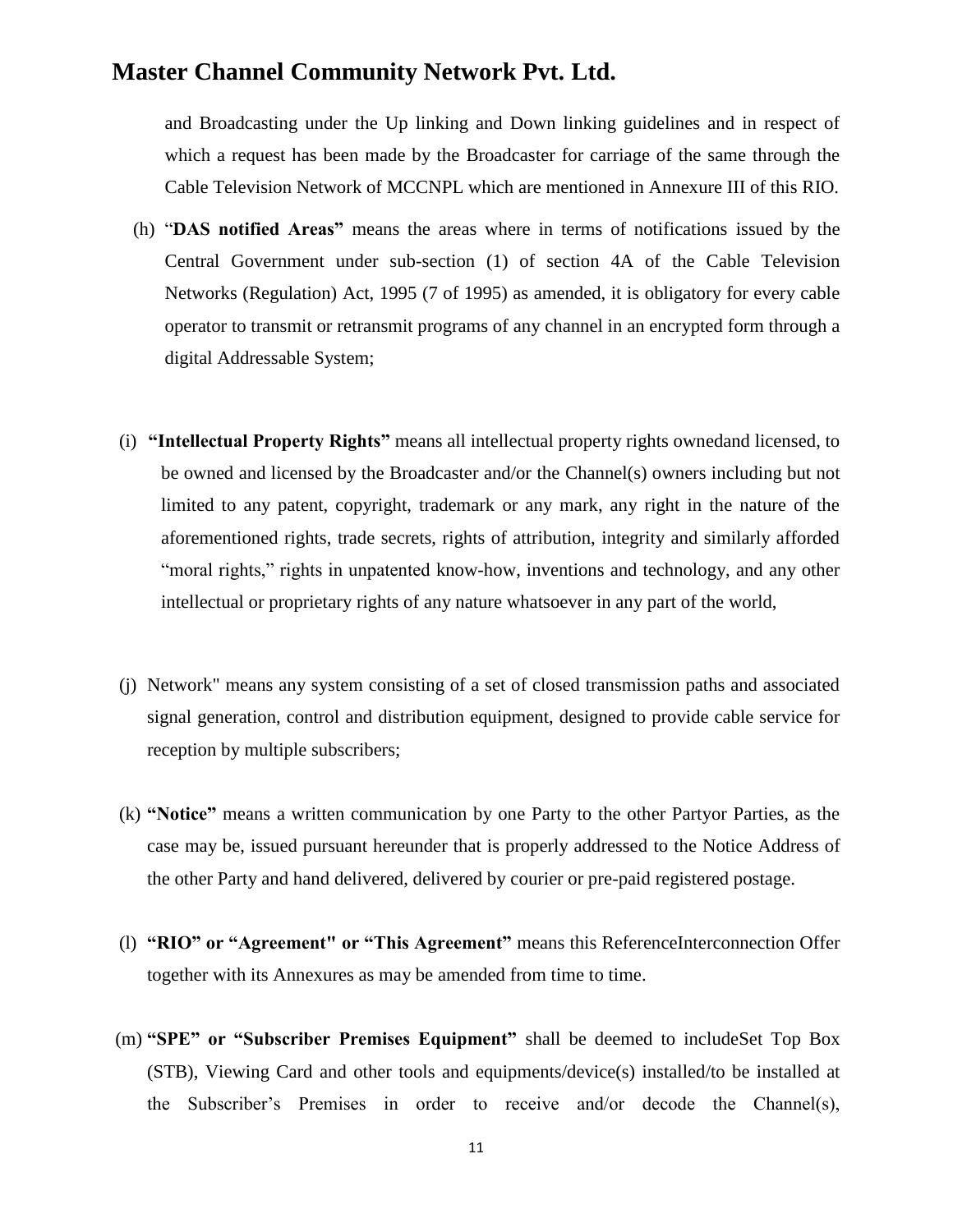and Broadcasting under the Up linking and Down linking guidelines and in respect of which a request has been made by the Broadcaster for carriage of the same through the Cable Television Network of MCCNPL which are mentioned in Annexure III of this RIO.

(h) "**DAS notified Areas"** means the areas where in terms of notifications issued by the Central Government under sub-section (1) of section 4A of the Cable Television Networks (Regulation) Act, 1995 (7 of 1995) as amended, it is obligatory for every cable operator to transmit or retransmit programs of any channel in an encrypted form through a digital Addressable System;

(i) **"Intellectual Property Rights"** means all intellectual property rights ownedand licensed, to be owned and licensed by the Broadcaster and/or the Channel(s) owners including but not limited to any patent, copyright, trademark or any mark, any right in the nature of the aforementioned rights, trade secrets, rights of attribution, integrity and similarly afforded "moral rights," rights in unpatented know-how, inventions and technology, and any other intellectual or proprietary rights of any nature whatsoever in any part of the world,

(j) Network" means any system consisting of a set of closed transmission paths and associated signal generation, control and distribution equipment, designed to provide cable service for reception by multiple subscribers;

(k) **"Notice"** means a written communication by one Party to the other Partyor Parties, as the case may be, issued pursuant hereunder that is properly addressed to the Notice Address of the other Party and hand delivered, delivered by courier or pre-paid registered postage.

(l) **"RIO" or "Agreement" or "This Agreement"** means this ReferenceInterconnection Offer together with its Annexures as may be amended from time to time.

(m) **"SPE" or "Subscriber Premises Equipment"** shall be deemed to includeSet Top Box (STB), Viewing Card and other tools and equipments/device(s) installed/to be installed at the Subscriber's Premises in order to receive and/or decode the Channel(s),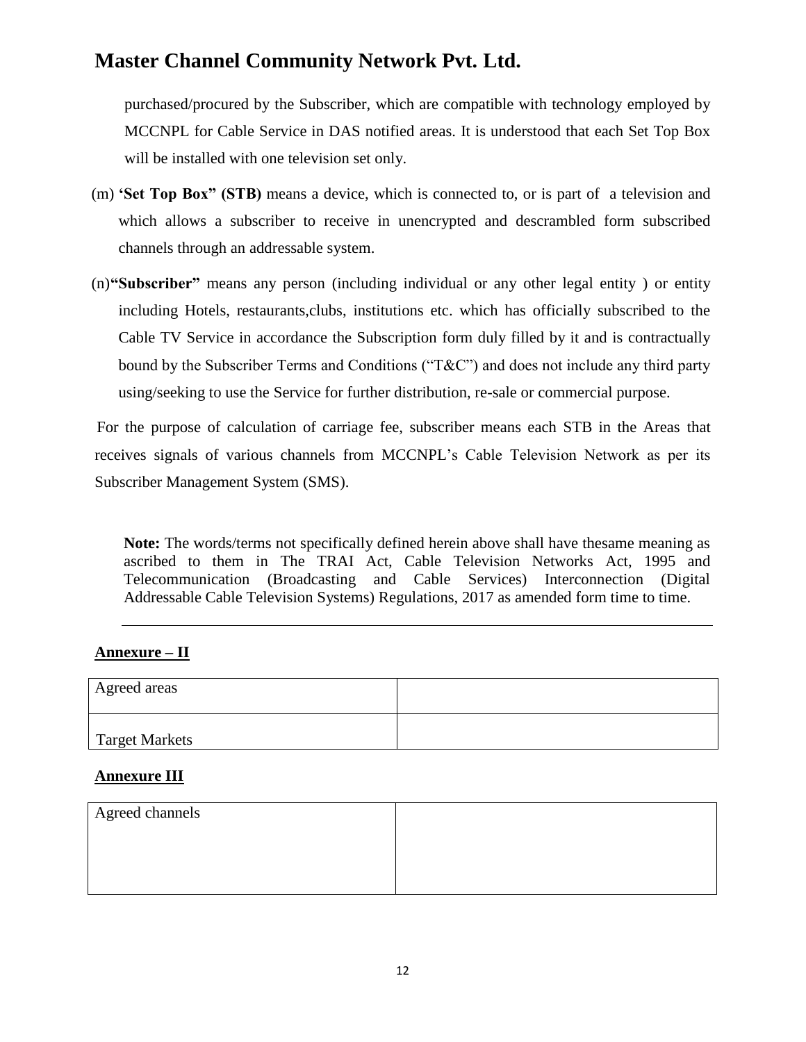purchased/procured by the Subscriber, which are compatible with technology employed by MCCNPL for Cable Service in DAS notified areas. It is understood that each Set Top Box will be installed with one television set only.

(m) **'Set Top Box" (STB)** means a device, which is connected to, or is part of a television and which allows a subscriber to receive in unencrypted and descrambled form subscribed channels through an addressable system.

(n)**"Subscriber"** means any person (including individual or any other legal entity ) or entity including Hotels, restaurants,clubs, institutions etc. which has officially subscribed to the Cable TV Service in accordance the Subscription form duly filled by it and is contractually bound by the Subscriber Terms and Conditions ("T&C") and does not include any third party using/seeking to use the Service for further distribution, re-sale or commercial purpose.

For the purpose of calculation of carriage fee, subscriber means each STB in the Areas that receives signals of various channels from MCCNPL's Cable Television Network as per its Subscriber Management System (SMS).

**Note:** The words/terms not specifically defined herein above shall have thesame meaning as ascribed to them in The TRAI Act, Cable Television Networks Act, 1995 and Telecommunication (Broadcasting and Cable Services) Interconnection (Digital Addressable Cable Television Systems) Regulations, 2017 as amended form time to time.

---

**Annexure – II**

| Agreed areas | |
|---|---|
| Target Markets | |

**Annexure III**

| Agreed channels | |
|---|---|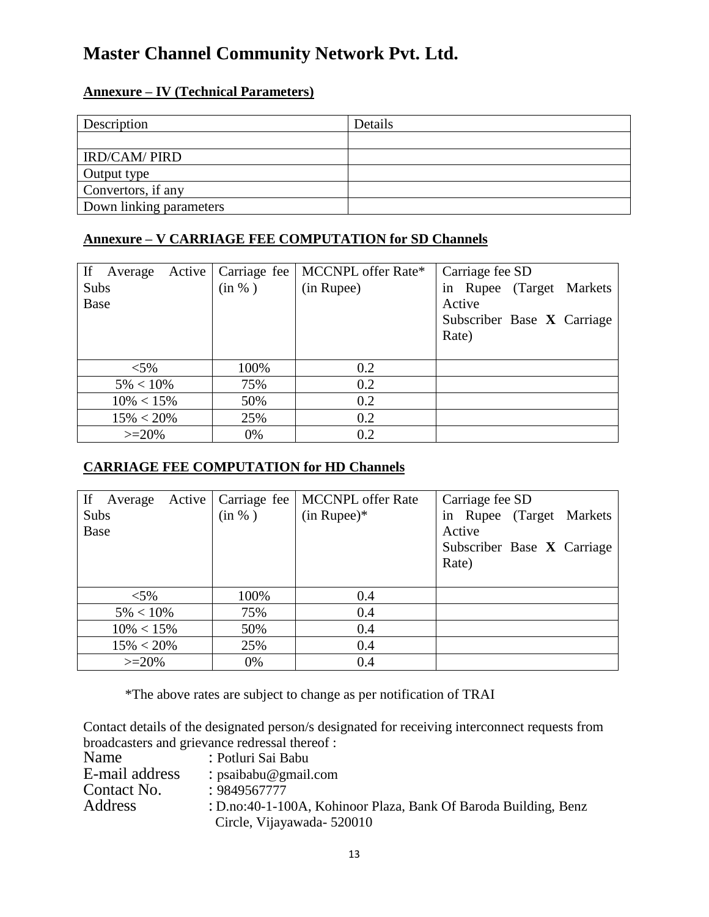# Master Channel Community Network Pvt. Ltd.

## Annexure – IV (Technical Parameters)

| Description | Details |
|---|---|
| | |
| IRD/CAM/ PIRD | |
| Output type | |
| Convertors, if any | |
| Down linking parameters | |

## Annexure – V CARRIAGE FEE COMPUTATION for SD Channels

| If Average Active Subs Base | Carriage fee (in % ) | MCCNPL offer Rate* (in Rupee) | Carriage fee SD in Rupee (Target Markets Active Subscriber Base **X** Carriage Rate) |
|---|---|---|---|
| <5% | 100% | 0.2 | |
| 5% < 10% | 75% | 0.2 | |
| 10% < 15% | 50% | 0.2 | |
| 15% < 20% | 25% | 0.2 | |
| >=20% | 0% | 0.2 | |

## CARRIAGE FEE COMPUTATION for HD Channels

| If Average Active Subs Base | Carriage fee (in % ) | MCCNPL offer Rate (in Rupee)* | Carriage fee SD in Rupee (Target Markets Active Subscriber Base **X** Carriage Rate) |
|---|---|---|---|
| <5% | 100% | 0.4 | |
| 5% < 10% | 75% | 0.4 | |
| 10% < 15% | 50% | 0.4 | |
| 15% < 20% | 25% | 0.4 | |
| >=20% | 0% | 0.4 | |

*The above rates are subject to change as per notification of TRAI

Contact details of the designated person/s designated for receiving interconnect requests from broadcasters and grievance redressal thereof :

Name : Potluri Sai Babu
E-mail address : psaibabu@gmail.com
Contact No. : 9849567777
Address : D.no:40-1-100A, Kohinoor Plaza, Bank Of Baroda Building, Benz Circle, Vijayawada- 520010